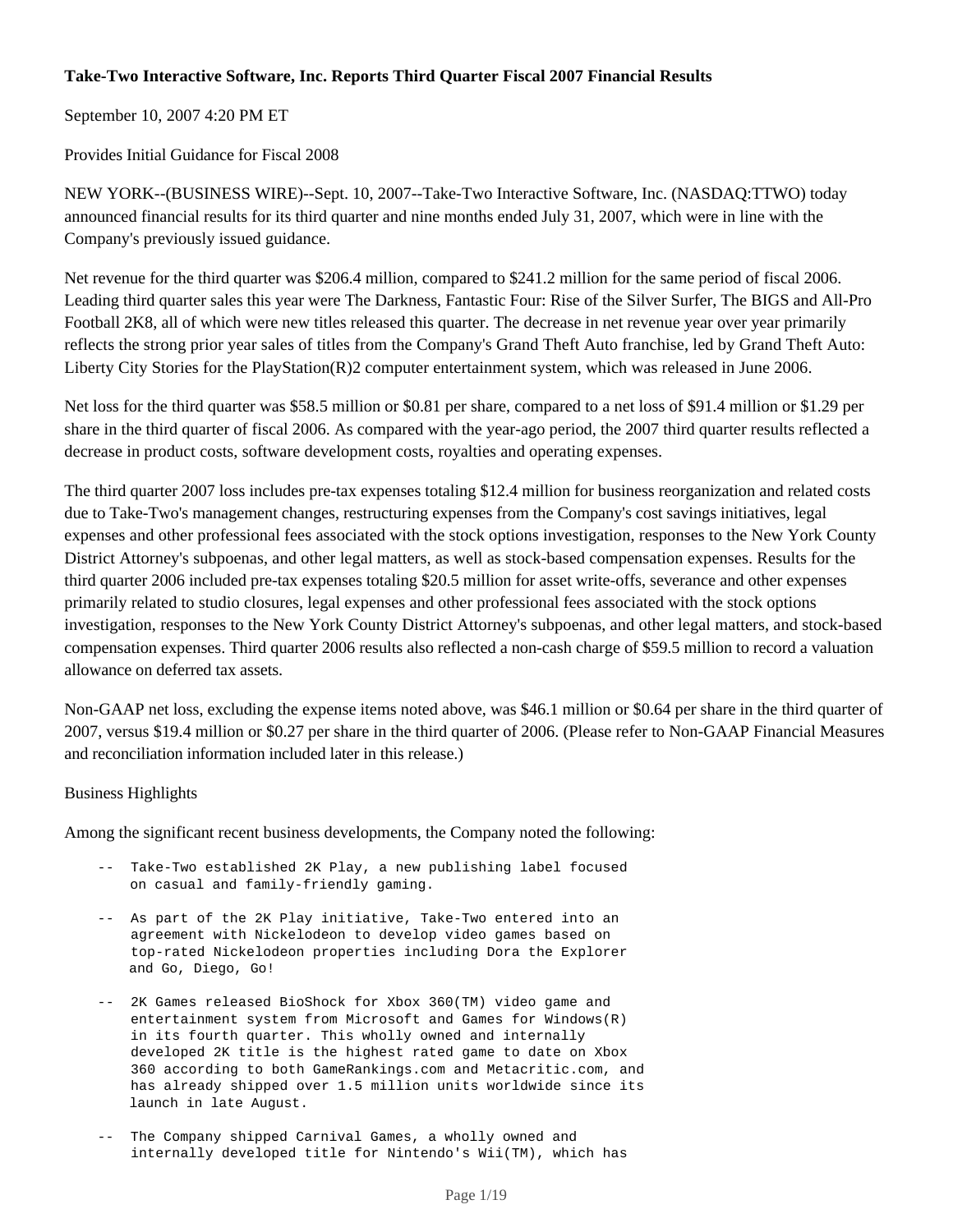**Take-Two Interactive Software, Inc. Reports Third Quarter Fiscal 2007 Financial Results**

September 10, 2007 4:20 PM ET

Provides Initial Guidance for Fiscal 2008

NEW YORK--(BUSINESS WIRE)--Sept. 10, 2007--Take-Two Interactive Software, Inc. (NASDAQ:TTWO) today announced financial results for its third quarter and nine months ended July 31, 2007, which were in line with the Company's previously issued guidance.

Net revenue for the third quarter was $206.4 million, compared to $241.2 million for the same period of fiscal 2006. Leading third quarter sales this year were The Darkness, Fantastic Four: Rise of the Silver Surfer, The BIGS and All-Pro Football 2K8, all of which were new titles released this quarter. The decrease in net revenue year over year primarily reflects the strong prior year sales of titles from the Company's Grand Theft Auto franchise, led by Grand Theft Auto: Liberty City Stories for the PlayStation(R)2 computer entertainment system, which was released in June 2006.

Net loss for the third quarter was $58.5 million or $0.81 per share, compared to a net loss of $91.4 million or $1.29 per share in the third quarter of fiscal 2006. As compared with the year-ago period, the 2007 third quarter results reflected a decrease in product costs, software development costs, royalties and operating expenses.

The third quarter 2007 loss includes pre-tax expenses totaling $12.4 million for business reorganization and related costs due to Take-Two's management changes, restructuring expenses from the Company's cost savings initiatives, legal expenses and other professional fees associated with the stock options investigation, responses to the New York County District Attorney's subpoenas, and other legal matters, as well as stock-based compensation expenses. Results for the third quarter 2006 included pre-tax expenses totaling $20.5 million for asset write-offs, severance and other expenses primarily related to studio closures, legal expenses and other professional fees associated with the stock options investigation, responses to the New York County District Attorney's subpoenas, and other legal matters, and stock-based compensation expenses. Third quarter 2006 results also reflected a non-cash charge of $59.5 million to record a valuation allowance on deferred tax assets.

Non-GAAP net loss, excluding the expense items noted above, was $46.1 million or $0.64 per share in the third quarter of 2007, versus $19.4 million or $0.27 per share in the third quarter of 2006. (Please refer to Non-GAAP Financial Measures and reconciliation information included later in this release.)

Business Highlights

Among the significant recent business developments, the Company noted the following:

- Take-Two established 2K Play, a new publishing label focused on casual and family-friendly gaming.
- As part of the 2K Play initiative, Take-Two entered into an agreement with Nickelodeon to develop video games based on top-rated Nickelodeon properties including Dora the Explorer and Go, Diego, Go!
- 2K Games released BioShock for Xbox 360(TM) video game and entertainment system from Microsoft and Games for Windows(R) in its fourth quarter. This wholly owned and internally developed 2K title is the highest rated game to date on Xbox 360 according to both GameRankings.com and Metacritic.com, and has already shipped over 1.5 million units worldwide since its launch in late August.
- The Company shipped Carnival Games, a wholly owned and internally developed title for Nintendo's Wii(TM), which has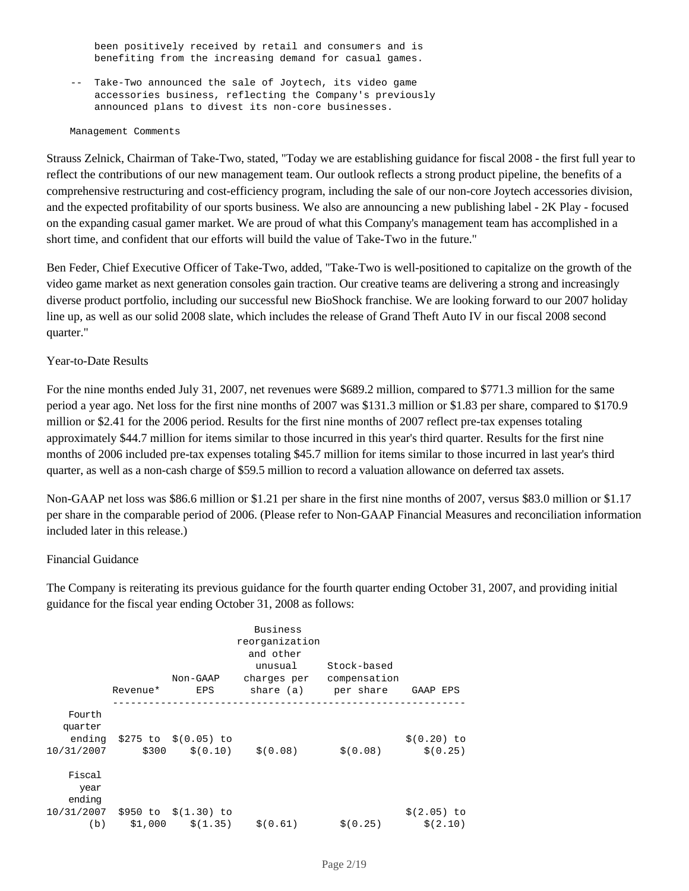been positively received by retail and consumers and is benefiting from the increasing demand for casual games.

-- Take-Two announced the sale of Joytech, its video game accessories business, reflecting the Company's previously announced plans to divest its non-core businesses.

Management Comments

Strauss Zelnick, Chairman of Take-Two, stated, "Today we are establishing guidance for fiscal 2008 - the first full year to reflect the contributions of our new management team. Our outlook reflects a strong product pipeline, the benefits of a comprehensive restructuring and cost-efficiency program, including the sale of our non-core Joytech accessories division, and the expected profitability of our sports business. We also are announcing a new publishing label - 2K Play - focused on the expanding casual gamer market. We are proud of what this Company's management team has accomplished in a short time, and confident that our efforts will build the value of Take-Two in the future."

Ben Feder, Chief Executive Officer of Take-Two, added, "Take-Two is well-positioned to capitalize on the growth of the video game market as next generation consoles gain traction. Our creative teams are delivering a strong and increasingly diverse product portfolio, including our successful new BioShock franchise. We are looking forward to our 2007 holiday line up, as well as our solid 2008 slate, which includes the release of Grand Theft Auto IV in our fiscal 2008 second quarter."

Year-to-Date Results

For the nine months ended July 31, 2007, net revenues were $689.2 million, compared to $771.3 million for the same period a year ago. Net loss for the first nine months of 2007 was $131.3 million or $1.83 per share, compared to $170.9 million or $2.41 for the 2006 period. Results for the first nine months of 2007 reflect pre-tax expenses totaling approximately $44.7 million for items similar to those incurred in this year's third quarter. Results for the first nine months of 2006 included pre-tax expenses totaling $45.7 million for items similar to those incurred in last year's third quarter, as well as a non-cash charge of $59.5 million to record a valuation allowance on deferred tax assets.

Non-GAAP net loss was $86.6 million or $1.21 per share in the first nine months of 2007, versus $83.0 million or $1.17 per share in the comparable period of 2006. (Please refer to Non-GAAP Financial Measures and reconciliation information included later in this release.)

Financial Guidance

The Company is reiterating its previous guidance for the fourth quarter ending October 31, 2007, and providing initial guidance for the fiscal year ending October 31, 2008 as follows:

| | Revenue* | Non-GAAP EPS | Business reorganization and other unusual charges per share (a) | Stock-based compensation per share | GAAP EPS |
|---|---|---|---|---|---|
| Fourth quarter ending 10/31/2007 | $275 to $300 | $(0.05) to $(0.10) | $(0.08) | $(0.08) | $(0.20) to $(0.25) |
| Fiscal year ending 10/31/2007 (b) | $950 to $1,000 | $(1.30) to $(1.35) | $(0.61) | $(0.25) | $(2.05) to $(2.10) |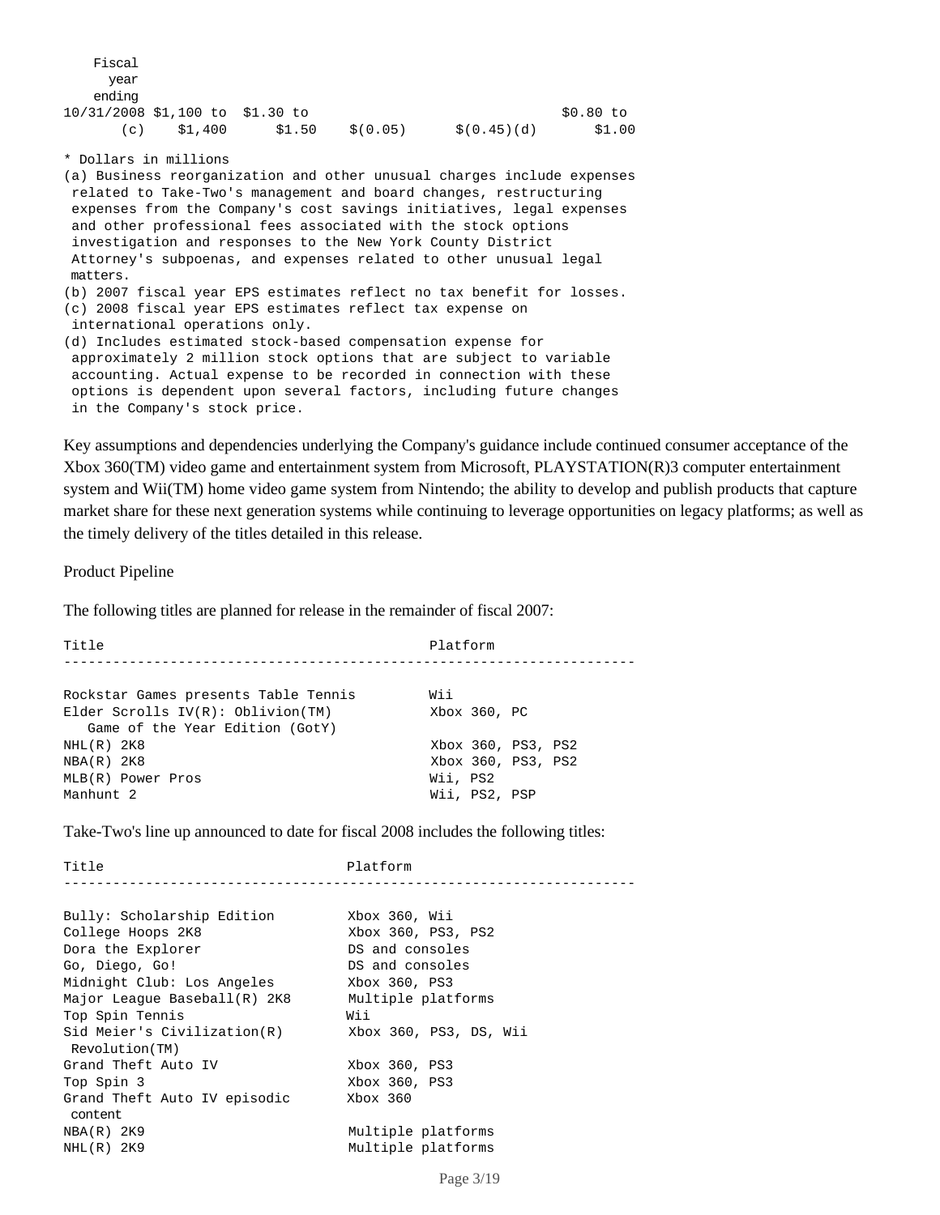| Fiscal year ending | | | | | |
|---|---|---|---|---|---|
| 10/31/2008 (c) | $1,100 to $1,400 | $1.30 to $1.50 | $(0.05) | $(0.45)(d) | $0.80 to $1.00 |

\* Dollars in millions

(a) Business reorganization and other unusual charges include expenses related to Take-Two's management and board changes, restructuring expenses from the Company's cost savings initiatives, legal expenses and other professional fees associated with the stock options investigation and responses to the New York County District Attorney's subpoenas, and expenses related to other unusual legal matters.

(b) 2007 fiscal year EPS estimates reflect no tax benefit for losses.

(c) 2008 fiscal year EPS estimates reflect tax expense on international operations only.

(d) Includes estimated stock-based compensation expense for approximately 2 million stock options that are subject to variable accounting. Actual expense to be recorded in connection with these options is dependent upon several factors, including future changes in the Company's stock price.

Key assumptions and dependencies underlying the Company's guidance include continued consumer acceptance of the Xbox 360(TM) video game and entertainment system from Microsoft, PLAYSTATION(R)3 computer entertainment system and Wii(TM) home video game system from Nintendo; the ability to develop and publish products that capture market share for these next generation systems while continuing to leverage opportunities on legacy platforms; as well as the timely delivery of the titles detailed in this release.

Product Pipeline

The following titles are planned for release in the remainder of fiscal 2007:

| Title | Platform |
|---|---|
| Rockstar Games presents Table Tennis | Wii |
| Elder Scrolls IV(R): Oblivion(TM) Game of the Year Edition (GotY) | Xbox 360, PC |
| NHL(R) 2K8 | Xbox 360, PS3, PS2 |
| NBA(R) 2K8 | Xbox 360, PS3, PS2 |
| MLB(R) Power Pros | Wii, PS2 |
| Manhunt 2 | Wii, PS2, PSP |

Take-Two's line up announced to date for fiscal 2008 includes the following titles:

| Title | Platform |
|---|---|
| Bully: Scholarship Edition | Xbox 360, Wii |
| College Hoops 2K8 | Xbox 360, PS3, PS2 |
| Dora the Explorer | DS and consoles |
| Go, Diego, Go! | DS and consoles |
| Midnight Club: Los Angeles | Xbox 360, PS3 |
| Major League Baseball(R) 2K8 | Multiple platforms |
| Top Spin Tennis | Wii |
| Sid Meier's Civilization(R) Revolution(TM) | Xbox 360, PS3, DS, Wii |
| Grand Theft Auto IV | Xbox 360, PS3 |
| Top Spin 3 | Xbox 360, PS3 |
| Grand Theft Auto IV episodic content | Xbox 360 |
| NBA(R) 2K9 | Multiple platforms |
| NHL(R) 2K9 | Multiple platforms |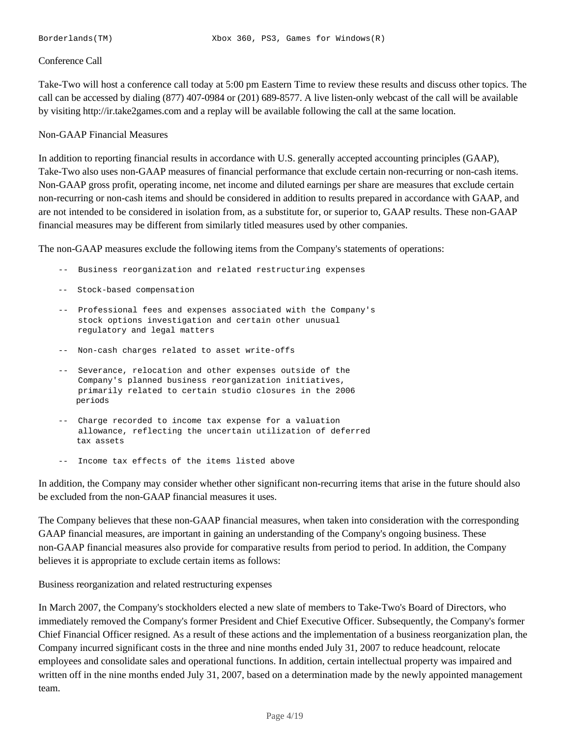```
Borderlands(TM)                 Xbox 360, PS3, Games for Windows(R)
```

Conference Call

Take-Two will host a conference call today at 5:00 pm Eastern Time to review these results and discuss other topics. The call can be accessed by dialing (877) 407-0984 or (201) 689-8577. A live listen-only webcast of the call will be available by visiting http://ir.take2games.com and a replay will be available following the call at the same location.

Non-GAAP Financial Measures

In addition to reporting financial results in accordance with U.S. generally accepted accounting principles (GAAP), Take-Two also uses non-GAAP measures of financial performance that exclude certain non-recurring or non-cash items. Non-GAAP gross profit, operating income, net income and diluted earnings per share are measures that exclude certain non-recurring or non-cash items and should be considered in addition to results prepared in accordance with GAAP, and are not intended to be considered in isolation from, as a substitute for, or superior to, GAAP results. These non-GAAP financial measures may be different from similarly titled measures used by other companies.

The non-GAAP measures exclude the following items from the Company's statements of operations:

- Business reorganization and related restructuring expenses
- Stock-based compensation
- Professional fees and expenses associated with the Company's stock options investigation and certain other unusual regulatory and legal matters
- Non-cash charges related to asset write-offs
- Severance, relocation and other expenses outside of the Company's planned business reorganization initiatives, primarily related to certain studio closures in the 2006 periods
- Charge recorded to income tax expense for a valuation allowance, reflecting the uncertain utilization of deferred tax assets
- Income tax effects of the items listed above

In addition, the Company may consider whether other significant non-recurring items that arise in the future should also be excluded from the non-GAAP financial measures it uses.

The Company believes that these non-GAAP financial measures, when taken into consideration with the corresponding GAAP financial measures, are important in gaining an understanding of the Company's ongoing business. These non-GAAP financial measures also provide for comparative results from period to period. In addition, the Company believes it is appropriate to exclude certain items as follows:

Business reorganization and related restructuring expenses

In March 2007, the Company's stockholders elected a new slate of members to Take-Two's Board of Directors, who immediately removed the Company's former President and Chief Executive Officer. Subsequently, the Company's former Chief Financial Officer resigned. As a result of these actions and the implementation of a business reorganization plan, the Company incurred significant costs in the three and nine months ended July 31, 2007 to reduce headcount, relocate employees and consolidate sales and operational functions. In addition, certain intellectual property was impaired and written off in the nine months ended July 31, 2007, based on a determination made by the newly appointed management team.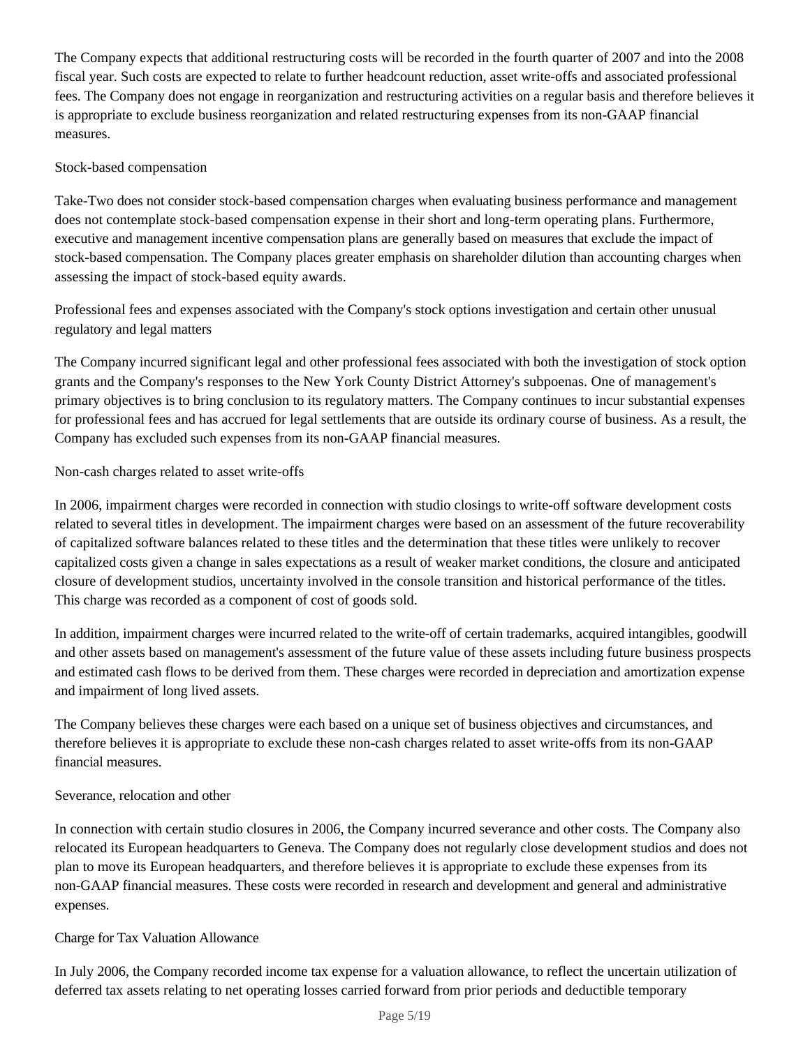The Company expects that additional restructuring costs will be recorded in the fourth quarter of 2007 and into the 2008 fiscal year. Such costs are expected to relate to further headcount reduction, asset write-offs and associated professional fees. The Company does not engage in reorganization and restructuring activities on a regular basis and therefore believes it is appropriate to exclude business reorganization and related restructuring expenses from its non-GAAP financial measures.

Stock-based compensation

Take-Two does not consider stock-based compensation charges when evaluating business performance and management does not contemplate stock-based compensation expense in their short and long-term operating plans. Furthermore, executive and management incentive compensation plans are generally based on measures that exclude the impact of stock-based compensation. The Company places greater emphasis on shareholder dilution than accounting charges when assessing the impact of stock-based equity awards.

Professional fees and expenses associated with the Company's stock options investigation and certain other unusual regulatory and legal matters

The Company incurred significant legal and other professional fees associated with both the investigation of stock option grants and the Company's responses to the New York County District Attorney's subpoenas. One of management's primary objectives is to bring conclusion to its regulatory matters. The Company continues to incur substantial expenses for professional fees and has accrued for legal settlements that are outside its ordinary course of business. As a result, the Company has excluded such expenses from its non-GAAP financial measures.

Non-cash charges related to asset write-offs

In 2006, impairment charges were recorded in connection with studio closings to write-off software development costs related to several titles in development. The impairment charges were based on an assessment of the future recoverability of capitalized software balances related to these titles and the determination that these titles were unlikely to recover capitalized costs given a change in sales expectations as a result of weaker market conditions, the closure and anticipated closure of development studios, uncertainty involved in the console transition and historical performance of the titles. This charge was recorded as a component of cost of goods sold.

In addition, impairment charges were incurred related to the write-off of certain trademarks, acquired intangibles, goodwill and other assets based on management's assessment of the future value of these assets including future business prospects and estimated cash flows to be derived from them. These charges were recorded in depreciation and amortization expense and impairment of long lived assets.

The Company believes these charges were each based on a unique set of business objectives and circumstances, and therefore believes it is appropriate to exclude these non-cash charges related to asset write-offs from its non-GAAP financial measures.

Severance, relocation and other

In connection with certain studio closures in 2006, the Company incurred severance and other costs. The Company also relocated its European headquarters to Geneva. The Company does not regularly close development studios and does not plan to move its European headquarters, and therefore believes it is appropriate to exclude these expenses from its non-GAAP financial measures. These costs were recorded in research and development and general and administrative expenses.

Charge for Tax Valuation Allowance

In July 2006, the Company recorded income tax expense for a valuation allowance, to reflect the uncertain utilization of deferred tax assets relating to net operating losses carried forward from prior periods and deductible temporary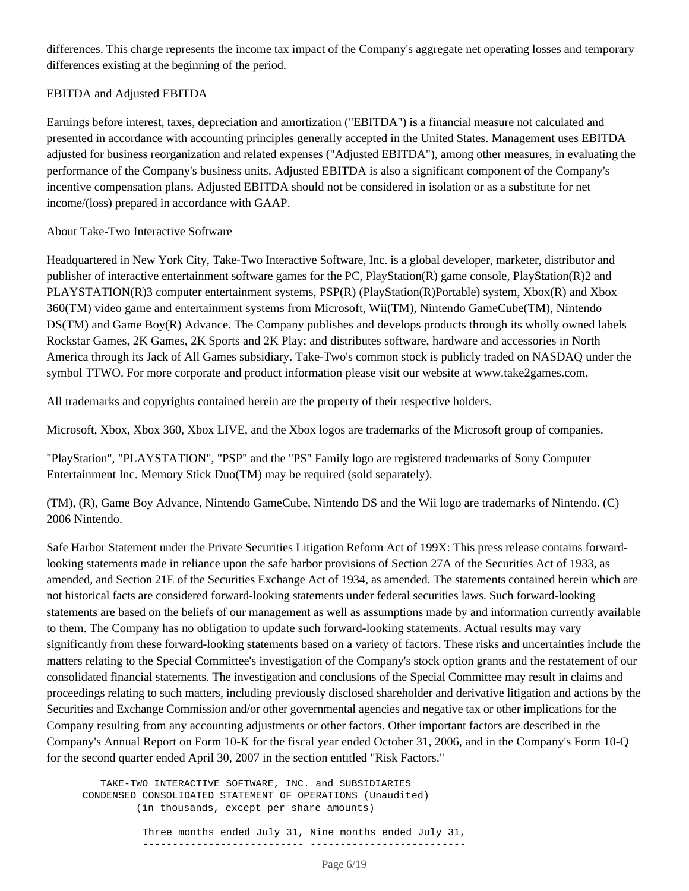differences. This charge represents the income tax impact of the Company's aggregate net operating losses and temporary differences existing at the beginning of the period.

EBITDA and Adjusted EBITDA

Earnings before interest, taxes, depreciation and amortization ("EBITDA") is a financial measure not calculated and presented in accordance with accounting principles generally accepted in the United States. Management uses EBITDA adjusted for business reorganization and related expenses ("Adjusted EBITDA"), among other measures, in evaluating the performance of the Company's business units. Adjusted EBITDA is also a significant component of the Company's incentive compensation plans. Adjusted EBITDA should not be considered in isolation or as a substitute for net income/(loss) prepared in accordance with GAAP.

About Take-Two Interactive Software

Headquartered in New York City, Take-Two Interactive Software, Inc. is a global developer, marketer, distributor and publisher of interactive entertainment software games for the PC, PlayStation(R) game console, PlayStation(R)2 and PLAYSTATION(R)3 computer entertainment systems, PSP(R) (PlayStation(R)Portable) system, Xbox(R) and Xbox 360(TM) video game and entertainment systems from Microsoft, Wii(TM), Nintendo GameCube(TM), Nintendo DS(TM) and Game Boy(R) Advance. The Company publishes and develops products through its wholly owned labels Rockstar Games, 2K Games, 2K Sports and 2K Play; and distributes software, hardware and accessories in North America through its Jack of All Games subsidiary. Take-Two's common stock is publicly traded on NASDAQ under the symbol TTWO. For more corporate and product information please visit our website at www.take2games.com.

All trademarks and copyrights contained herein are the property of their respective holders.

Microsoft, Xbox, Xbox 360, Xbox LIVE, and the Xbox logos are trademarks of the Microsoft group of companies.

"PlayStation", "PLAYSTATION", "PSP" and the "PS" Family logo are registered trademarks of Sony Computer Entertainment Inc. Memory Stick Duo(TM) may be required (sold separately).

(TM), (R), Game Boy Advance, Nintendo GameCube, Nintendo DS and the Wii logo are trademarks of Nintendo. (C) 2006 Nintendo.

Safe Harbor Statement under the Private Securities Litigation Reform Act of 199X: This press release contains forward-looking statements made in reliance upon the safe harbor provisions of Section 27A of the Securities Act of 1933, as amended, and Section 21E of the Securities Exchange Act of 1934, as amended. The statements contained herein which are not historical facts are considered forward-looking statements under federal securities laws. Such forward-looking statements are based on the beliefs of our management as well as assumptions made by and information currently available to them. The Company has no obligation to update such forward-looking statements. Actual results may vary significantly from these forward-looking statements based on a variety of factors. These risks and uncertainties include the matters relating to the Special Committee's investigation of the Company's stock option grants and the restatement of our consolidated financial statements. The investigation and conclusions of the Special Committee may result in claims and proceedings relating to such matters, including previously disclosed shareholder and derivative litigation and actions by the Securities and Exchange Commission and/or other governmental agencies and negative tax or other implications for the Company resulting from any accounting adjustments or other factors. Other important factors are described in the Company's Annual Report on Form 10-K for the fiscal year ended October 31, 2006, and in the Company's Form 10-Q for the second quarter ended April 30, 2007 in the section entitled "Risk Factors."

```
      TAKE-TWO INTERACTIVE SOFTWARE, INC. and SUBSIDIARIES
   CONDENSED CONSOLIDATED STATEMENT OF OPERATIONS (Unaudited)
         (in thousands, except per share amounts)

          Three months ended July 31, Nine months ended July 31,
          -------------------------- -------------------------
```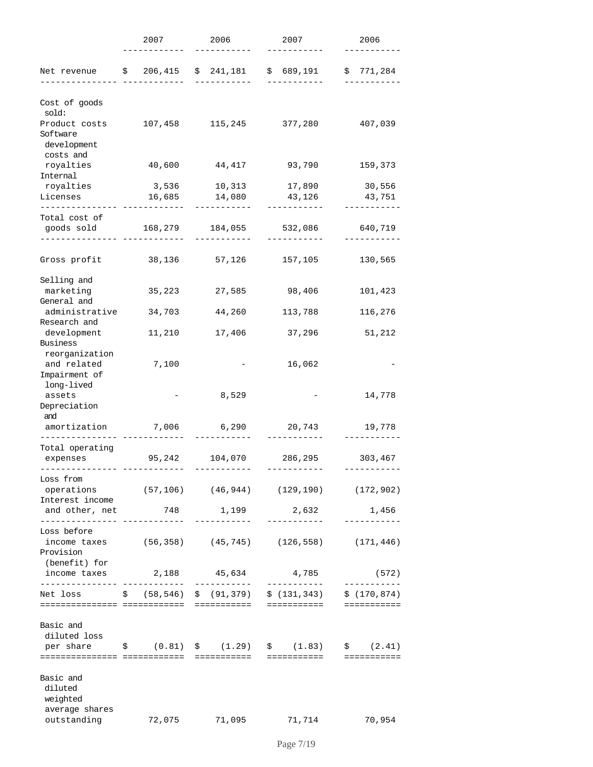| | 2007 | 2006 | 2007 | 2006 |
|---|---|---|---|---|
| Net revenue | $ 206,415 | $ 241,181 | $ 689,191 | $ 771,284 |
| Cost of goods sold: | | | | |
| Product costs | 107,458 | 115,245 | 377,280 | 407,039 |
| Software development costs and royalties | 40,600 | 44,417 | 93,790 | 159,373 |
| Internal royalties | 3,536 | 10,313 | 17,890 | 30,556 |
| Licenses | 16,685 | 14,080 | 43,126 | 43,751 |
| Total cost of goods sold | 168,279 | 184,055 | 532,086 | 640,719 |
| Gross profit | 38,136 | 57,126 | 157,105 | 130,565 |
| Selling and marketing | 35,223 | 27,585 | 98,406 | 101,423 |
| General and administrative | 34,703 | 44,260 | 113,788 | 116,276 |
| Research and development | 11,210 | 17,406 | 37,296 | 51,212 |
| Business reorganization and related | 7,100 | - | 16,062 | - |
| Impairment of long-lived assets | - | 8,529 | - | 14,778 |
| Depreciation and amortization | 7,006 | 6,290 | 20,743 | 19,778 |
| Total operating expenses | 95,242 | 104,070 | 286,295 | 303,467 |
| Loss from operations | (57,106) | (46,944) | (129,190) | (172,902) |
| Interest income and other, net | 748 | 1,199 | 2,632 | 1,456 |
| Loss before income taxes | (56,358) | (45,745) | (126,558) | (171,446) |
| Provision (benefit) for income taxes | 2,188 | 45,634 | 4,785 | (572) |
| Net loss | $ (58,546) | $ (91,379) | $ (131,343) | $ (170,874) |
| Basic and diluted loss per share | $ (0.81) | $ (1.29) | $ (1.83) | $ (2.41) |
| Basic and diluted weighted average shares outstanding | 72,075 | 71,095 | 71,714 | 70,954 |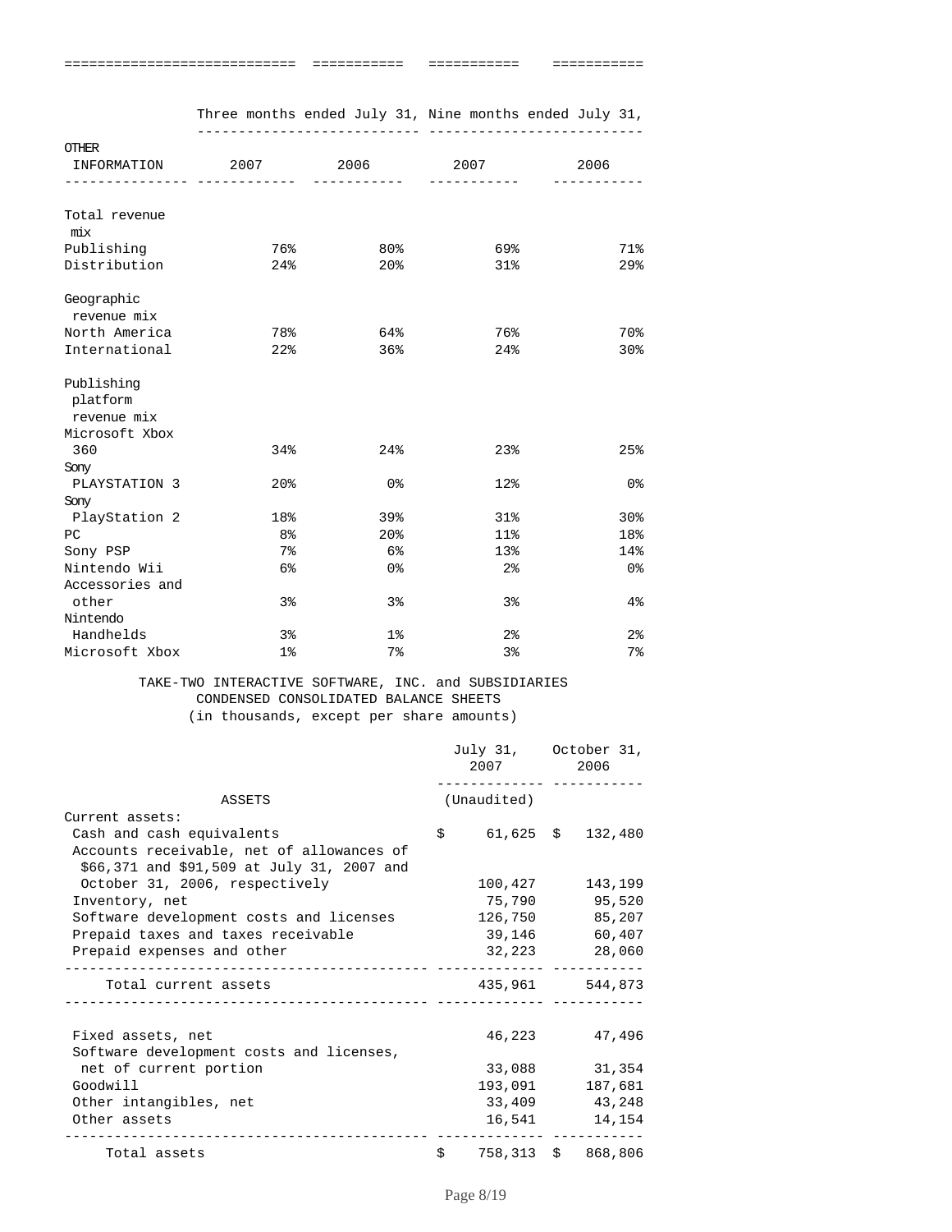| OTHER INFORMATION | Three months ended July 31, 2007 | 2006 | Nine months ended July 31, 2007 | 2006 |
|---|---|---|---|---|
| Total revenue mix | | | | |
| Publishing | 76% | 80% | 69% | 71% |
| Distribution | 24% | 20% | 31% | 29% |
| Geographic revenue mix | | | | |
| North America | 78% | 64% | 76% | 70% |
| International | 22% | 36% | 24% | 30% |
| Publishing platform revenue mix | | | | |
| Microsoft Xbox 360 | 34% | 24% | 23% | 25% |
| Sony PLAYSTATION 3 | 20% | 0% | 12% | 0% |
| Sony PlayStation 2 | 18% | 39% | 31% | 30% |
| PC | 8% | 20% | 11% | 18% |
| Sony PSP | 7% | 6% | 13% | 14% |
| Nintendo Wii | 6% | 0% | 2% | 0% |
| Accessories and other | 3% | 3% | 3% | 4% |
| Nintendo Handhelds | 3% | 1% | 2% | 2% |
| Microsoft Xbox | 1% | 7% | 3% | 7% |

TAKE-TWO INTERACTIVE SOFTWARE, INC. and SUBSIDIARIES
CONDENSED CONSOLIDATED BALANCE SHEETS
(in thousands, except per share amounts)

| ASSETS | July 31, 2007 (Unaudited) | October 31, 2006 |
|---|---|---|
| Current assets: | | |
| Cash and cash equivalents | $ 61,625 | $ 132,480 |
| Accounts receivable, net of allowances of $66,371 and $91,509 at July 31, 2007 and October 31, 2006, respectively | 100,427 | 143,199 |
| Inventory, net | 75,790 | 95,520 |
| Software development costs and licenses | 126,750 | 85,207 |
| Prepaid taxes and taxes receivable | 39,146 | 60,407 |
| Prepaid expenses and other | 32,223 | 28,060 |
| Total current assets | 435,961 | 544,873 |
| Fixed assets, net | 46,223 | 47,496 |
| Software development costs and licenses, net of current portion | 33,088 | 31,354 |
| Goodwill | 193,091 | 187,681 |
| Other intangibles, net | 33,409 | 43,248 |
| Other assets | 16,541 | 14,154 |
| Total assets | $ 758,313 | $ 868,806 |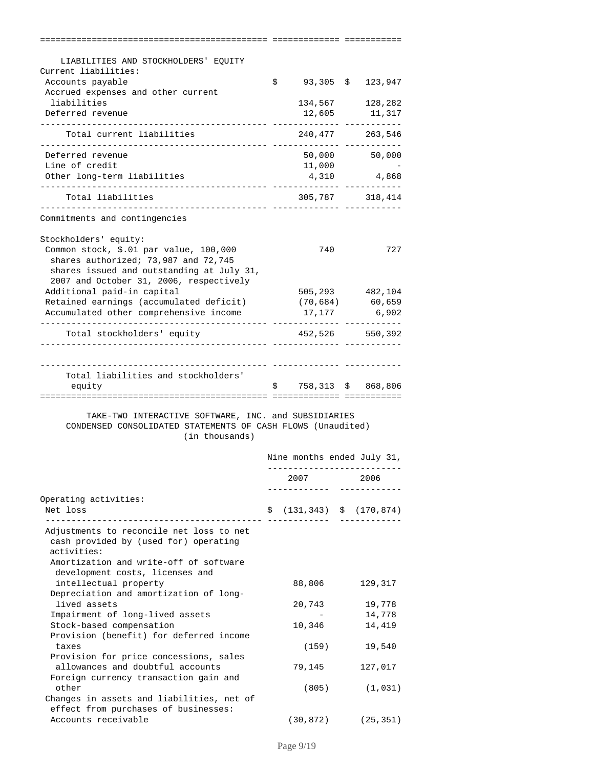| LIABILITIES AND STOCKHOLDERS' EQUITY | | |
|---|---|---|
| Current liabilities: | | |
| Accounts payable | $ 93,305 | $ 123,947 |
| Accrued expenses and other current liabilities | 134,567 | 128,282 |
| Deferred revenue | 12,605 | 11,317 |
| Total current liabilities | 240,477 | 263,546 |
| Deferred revenue | 50,000 | 50,000 |
| Line of credit | 11,000 | - |
| Other long-term liabilities | 4,310 | 4,868 |
| Total liabilities | 305,787 | 318,414 |
| Commitments and contingencies | | |
| Stockholders' equity: | | |
| Common stock, $.01 par value, 100,000 shares authorized; 73,987 and 72,745 shares issued and outstanding at July 31, 2007 and October 31, 2006, respectively | 740 | 727 |
| Additional paid-in capital | 505,293 | 482,104 |
| Retained earnings (accumulated deficit) | (70,684) | 60,659 |
| Accumulated other comprehensive income | 17,177 | 6,902 |
| Total stockholders' equity | 452,526 | 550,392 |
| Total liabilities and stockholders' equity | $ 758,313 | $ 868,806 |

TAKE-TWO INTERACTIVE SOFTWARE, INC. and SUBSIDIARIES
CONDENSED CONSOLIDATED STATEMENTS OF CASH FLOWS (Unaudited)
(in thousands)

| | Nine months ended July 31, | |
|---|---|---|
| | 2007 | 2006 |
| Operating activities: | | |
| Net loss | $ (131,343) | $ (170,874) |
| Adjustments to reconcile net loss to net cash provided by (used for) operating activities: | | |
| Amortization and write-off of software development costs, licenses and intellectual property | 88,806 | 129,317 |
| Depreciation and amortization of long-lived assets | 20,743 | 19,778 |
| Impairment of long-lived assets | - | 14,778 |
| Stock-based compensation | 10,346 | 14,419 |
| Provision (benefit) for deferred income taxes | (159) | 19,540 |
| Provision for price concessions, sales allowances and doubtful accounts | 79,145 | 127,017 |
| Foreign currency transaction gain and other | (805) | (1,031) |
| Changes in assets and liabilities, net of effect from purchases of businesses: | | |
| Accounts receivable | (30,872) | (25,351) |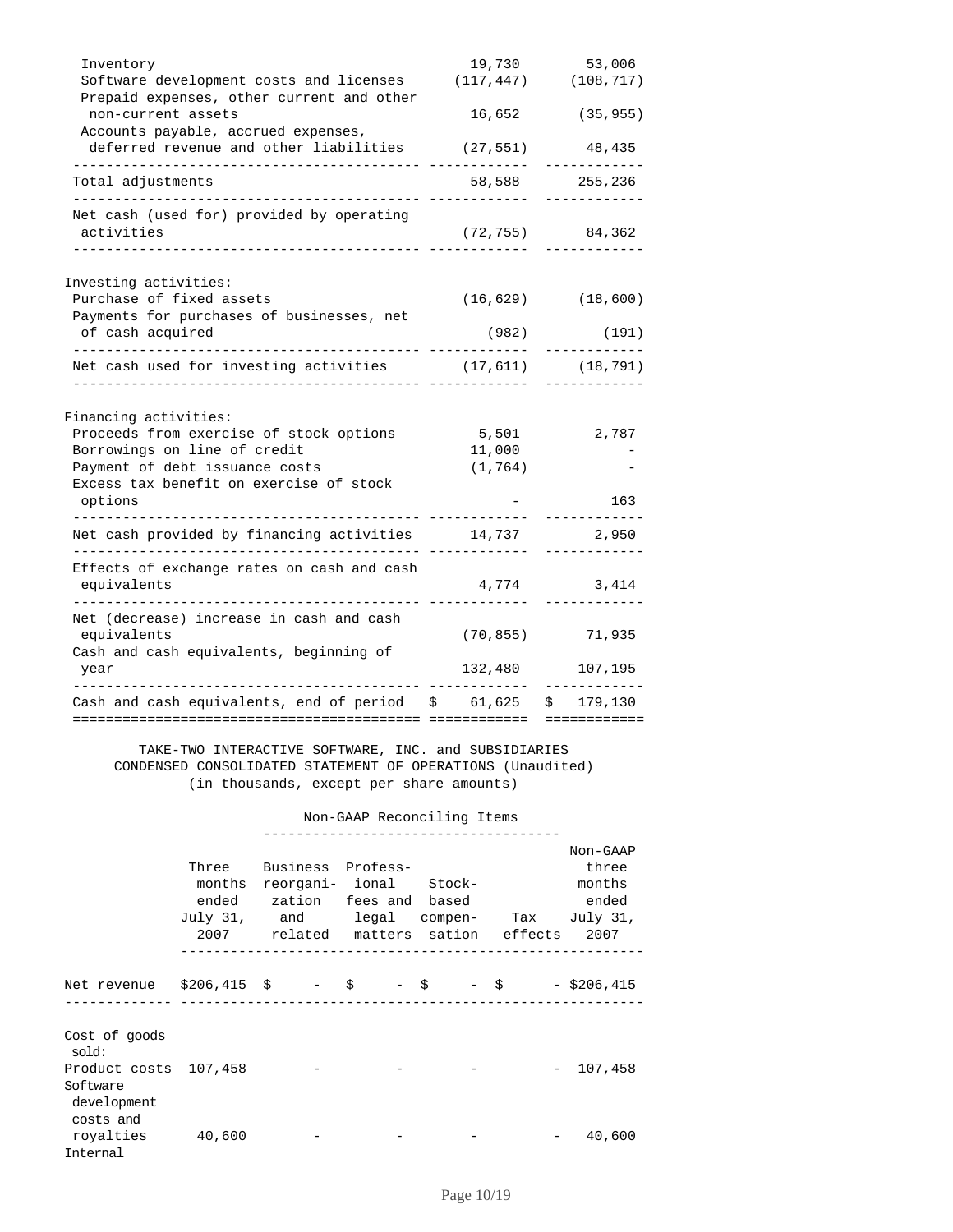| | | |
|---|---|---|
| Inventory | 19,730 | 53,006 |
| Software development costs and licenses | (117,447) | (108,717) |
| Prepaid expenses, other current and other non-current assets | 16,652 | (35,955) |
| Accounts payable, accrued expenses, deferred revenue and other liabilities | (27,551) | 48,435 |
| Total adjustments | 58,588 | 255,236 |
| Net cash (used for) provided by operating activities | (72,755) | 84,362 |
| | | |
| Investing activities: | | |
| Purchase of fixed assets | (16,629) | (18,600) |
| Payments for purchases of businesses, net of cash acquired | (982) | (191) |
| Net cash used for investing activities | (17,611) | (18,791) |
| | | |
| Financing activities: | | |
| Proceeds from exercise of stock options | 5,501 | 2,787 |
| Borrowings on line of credit | 11,000 | - |
| Payment of debt issuance costs | (1,764) | - |
| Excess tax benefit on exercise of stock options | - | 163 |
| Net cash provided by financing activities | 14,737 | 2,950 |
| Effects of exchange rates on cash and cash equivalents | 4,774 | 3,414 |
| Net (decrease) increase in cash and cash equivalents | (70,855) | 71,935 |
| Cash and cash equivalents, beginning of year | 132,480 | 107,195 |
| Cash and cash equivalents, end of period | $ 61,625 | $ 179,130 |

TAKE-TWO INTERACTIVE SOFTWARE, INC. and SUBSIDIARIES
CONDENSED CONSOLIDATED STATEMENT OF OPERATIONS (Unaudited)
(in thousands, except per share amounts)

| | | Non-GAAP Reconciling Items | | | | |
|---|---|---|---|---|---|---|
| | Three months ended July 31, 2007 | Business reorganization and related | Professional fees and legal matters | Stock-based compensation | Tax effects | Non-GAAP three months ended July 31, 2007 |
| Net revenue | $206,415 | $ - | $ - | $ - | $ - | $206,415 |
| Cost of goods sold: | | | | | | |
| Product costs | 107,458 | - | - | - | - | 107,458 |
| Software development costs and royalties | 40,600 | - | - | - | - | 40,600 |
| Internal | | | | | | |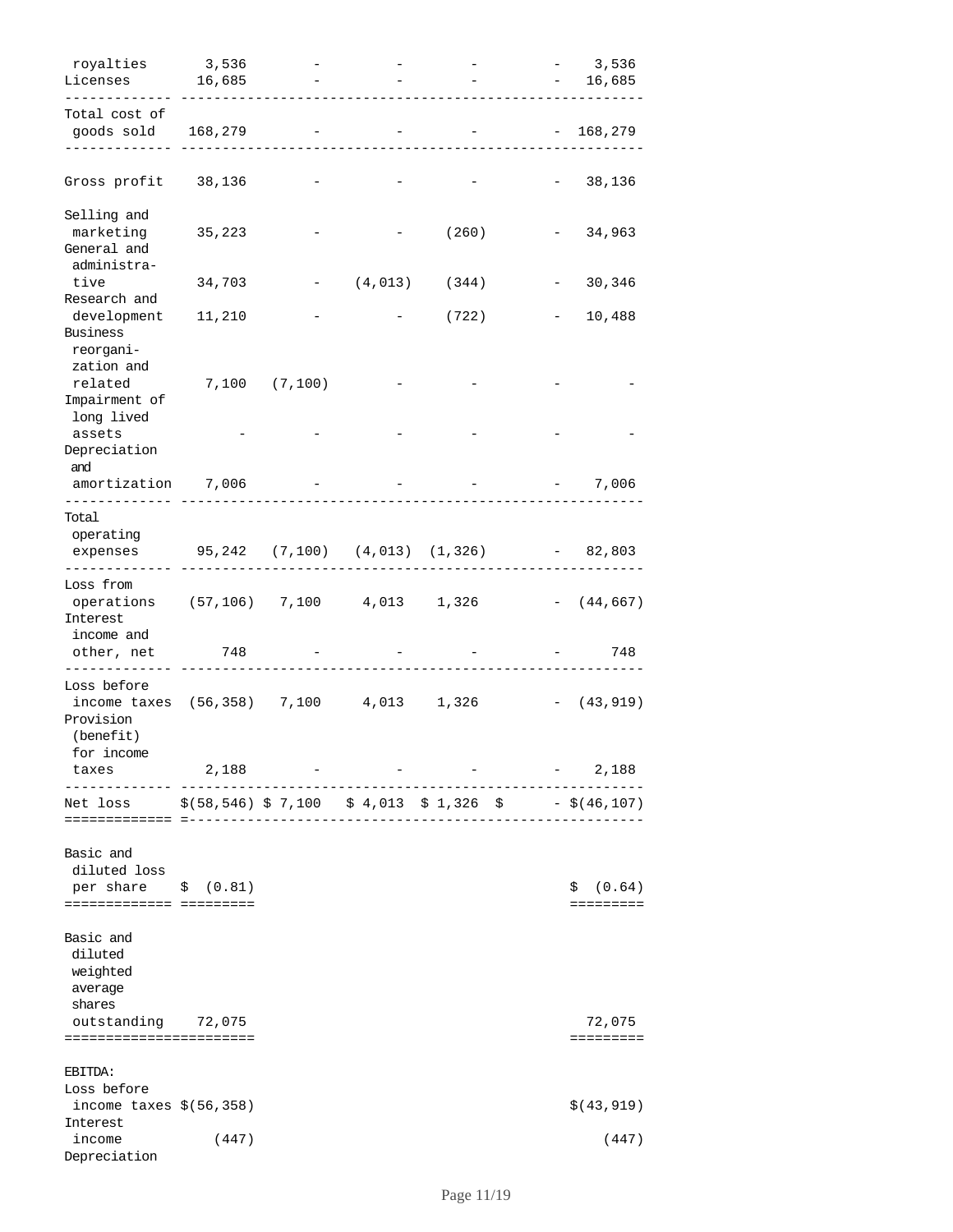| | | | | | | |
|---|---|---|---|---|---|---|
| royalties | 3,536 | - | - | - | - | 3,536 |
| Licenses | 16,685 | - | - | - | - | 16,685 |
| Total cost of goods sold | 168,279 | - | - | - | - | 168,279 |
| Gross profit | 38,136 | - | - | - | - | 38,136 |
| Selling and marketing | 35,223 | - | - | (260) | - | 34,963 |
| General and administrative | 34,703 | - | (4,013) | (344) | - | 30,346 |
| Research and development | 11,210 | - | - | (722) | - | 10,488 |
| Business reorganization and related | 7,100 | (7,100) | - | - | - | - |
| Impairment of long lived assets | - | - | - | - | - | - |
| Depreciation and amortization | 7,006 | - | - | - | - | 7,006 |
| Total operating expenses | 95,242 | (7,100) | (4,013) | (1,326) | - | 82,803 |
| Loss from operations | (57,106) | 7,100 | 4,013 | 1,326 | - | (44,667) |
| Interest income and other, net | 748 | - | - | - | - | 748 |
| Loss before income taxes | (56,358) | 7,100 | 4,013 | 1,326 | - | (43,919) |
| Provision (benefit) for income taxes | 2,188 | - | - | - | - | 2,188 |
| Net loss | $(58,546) | $ 7,100 | $ 4,013 | $ 1,326 | $ - | $(46,107) |
| Basic and diluted loss per share | $ (0.81) | | | | | $ (0.64) |
| Basic and diluted weighted average shares outstanding | 72,075 | | | | | 72,075 |
| EBITDA: | | | | | | |
| Loss before income taxes | $(56,358) | | | | | $(43,919) |
| Interest income | (447) | | | | | (447) |
| Depreciation | | | | | | |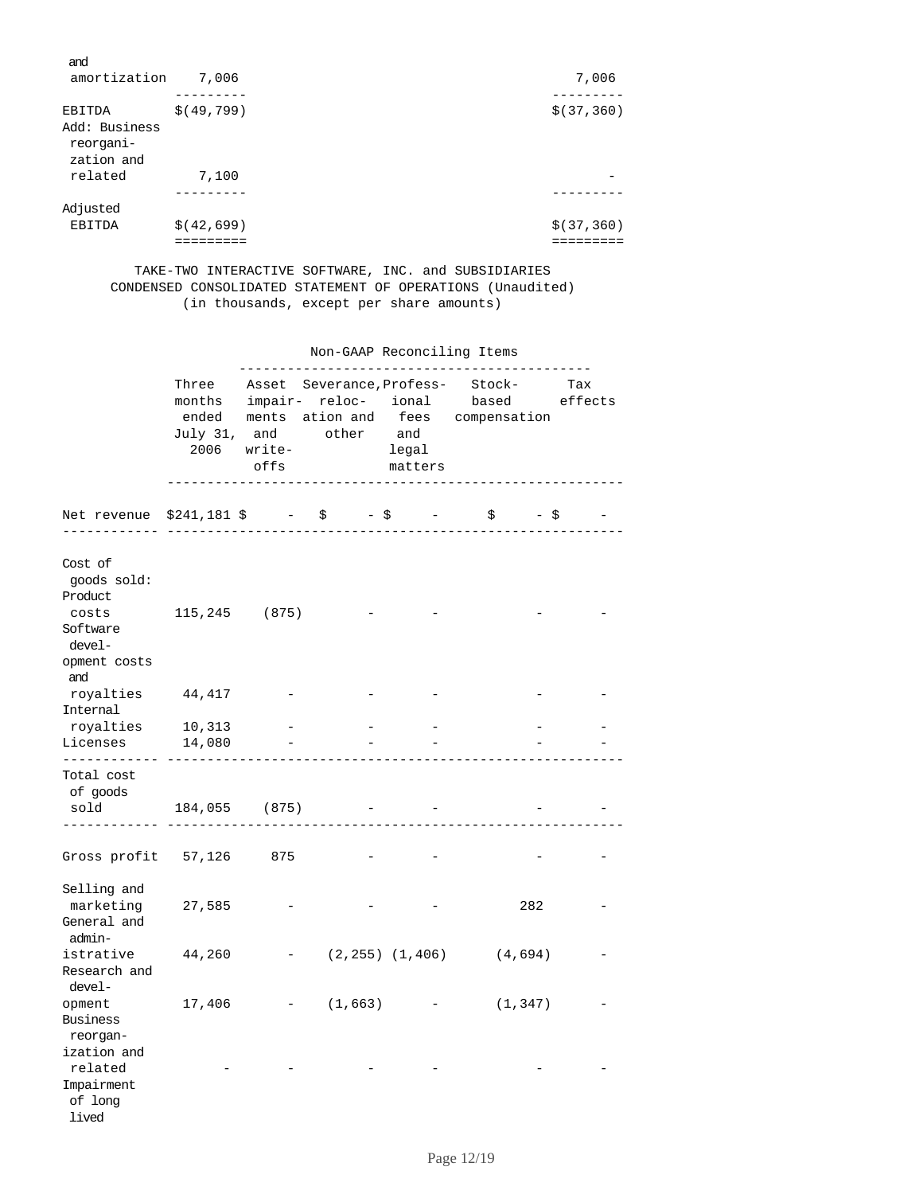| | | |
|---|---|---|
| Depreciation and amortization | 7,006 | 7,006 |
| EBITDA | $(49,799) | $(37,360) |
| Add: Business reorganization and related | 7,100 | - |
| Adjusted EBITDA | $(42,699) | $(37,360) |

TAKE-TWO INTERACTIVE SOFTWARE, INC. and SUBSIDIARIES
CONDENSED CONSOLIDATED STATEMENT OF OPERATIONS (Unaudited)
(in thousands, except per share amounts)

| | Three months ended July 31, 2006 | Non-GAAP Reconciling Items | | | | |
|---|---|---|---|---|---|---|
| | | Asset impairments and write-offs | Severance, relocation and other | Professional fees and legal matters | Stock-based compensation | Tax effects |
| Net revenue | $241,181 | $ - | $ - | $ - | $ - | $ - |
| Cost of goods sold: | | | | | | |
| Product costs | 115,245 | (875) | - | - | - | - |
| Software development costs and royalties | 44,417 | - | - | - | - | - |
| Internal royalties | 10,313 | - | - | - | - | - |
| Licenses | 14,080 | - | - | - | - | - |
| Total cost of goods sold | 184,055 | (875) | - | - | - | - |
| Gross profit | 57,126 | 875 | - | - | - | - |
| Selling and marketing | 27,585 | - | - | - | 282 | - |
| General and administrative | 44,260 | - | (2,255) | (1,406) | (4,694) | - |
| Research and development | 17,406 | - | (1,663) | - | (1,347) | - |
| Business reorganization and related | - | - | - | - | - | - |
| Impairment of long lived | | | | | | |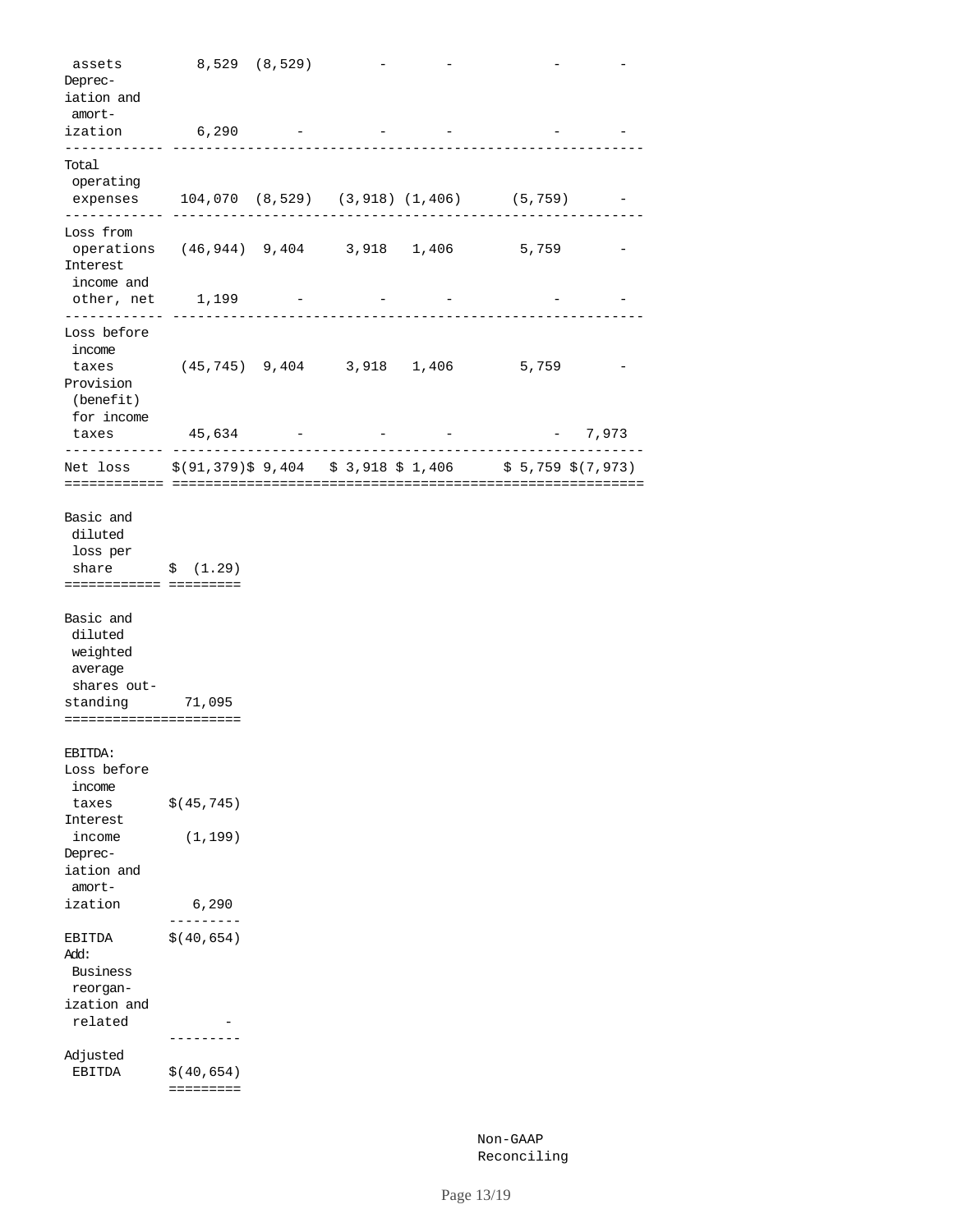| | | | | | | |
|---|---|---|---|---|---|---|
| assets | 8,529 | (8,529) | - | - | - | - |
| Depreciation and amortization | 6,290 | - | - | - | - | - |
| Total operating expenses | 104,070 | (8,529) | (3,918) | (1,406) | (5,759) | - |
| Loss from operations | (46,944) | 9,404 | 3,918 | 1,406 | 5,759 | - |
| Interest income and other, net | 1,199 | - | - | - | - | - |
| Loss before income taxes | (45,745) | 9,404 | 3,918 | 1,406 | 5,759 | - |
| Provision (benefit) for income taxes | 45,634 | - | - | - | - | 7,973 |
| Net loss | $(91,379) | $ 9,404 | $ 3,918 | $ 1,406 | $ 5,759 | $(7,973) |
| Basic and diluted loss per share | $ (1.29) | | | | | |
| Basic and diluted weighted average shares outstanding | 71,095 | | | | | |

| EBITDA: | |
|---|---|
| Loss before income taxes | $(45,745) |
| Interest income | (1,199) |
| Depreciation and amortization | 6,290 |
| EBITDA | $(40,654) |
| Add: | |
| Business reorganization and related | - |
| Adjusted EBITDA | $(40,654) |

Non-GAAP Reconciling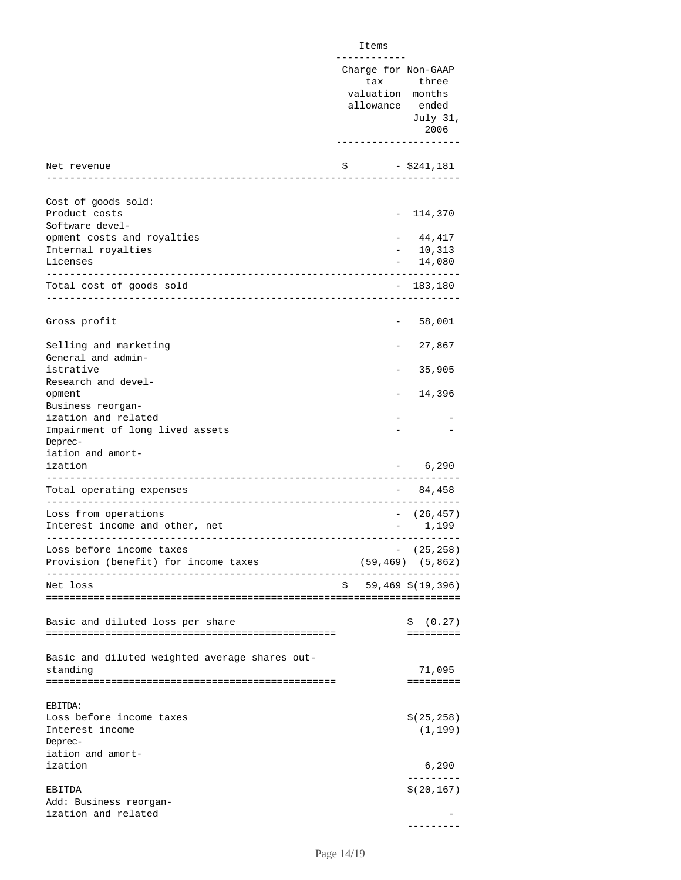| | Items | |
|---|---|---|
| | Charge for tax valuation allowance | Non-GAAP three months ended July 31, 2006 |
| Net revenue | $ - | $241,181 |
| Cost of goods sold: | | |
| Product costs | - | 114,370 |
| Software development costs and royalties | - | 44,417 |
| Internal royalties | - | 10,313 |
| Licenses | - | 14,080 |
| Total cost of goods sold | - | 183,180 |
| Gross profit | - | 58,001 |
| Selling and marketing | - | 27,867 |
| General and administrative | - | 35,905 |
| Research and development | - | 14,396 |
| Business reorganization and related | - | - |
| Impairment of long lived assets | - | - |
| Depreciation and amortization | - | 6,290 |
| Total operating expenses | - | 84,458 |
| Loss from operations | - | (26,457) |
| Interest income and other, net | - | 1,199 |
| Loss before income taxes | - | (25,258) |
| Provision (benefit) for income taxes | (59,469) | (5,862) |
| Net loss | $ 59,469 | $(19,396) |
| Basic and diluted loss per share | | $ (0.27) |
| Basic and diluted weighted average shares outstanding | | 71,095 |

| EBITDA: | |
|---|---|
| Loss before income taxes | $(25,258) |
| Interest income | (1,199) |
| Depreciation and amortization | 6,290 |
| EBITDA | $(20,167) |
| Add: Business reorganization and related | - |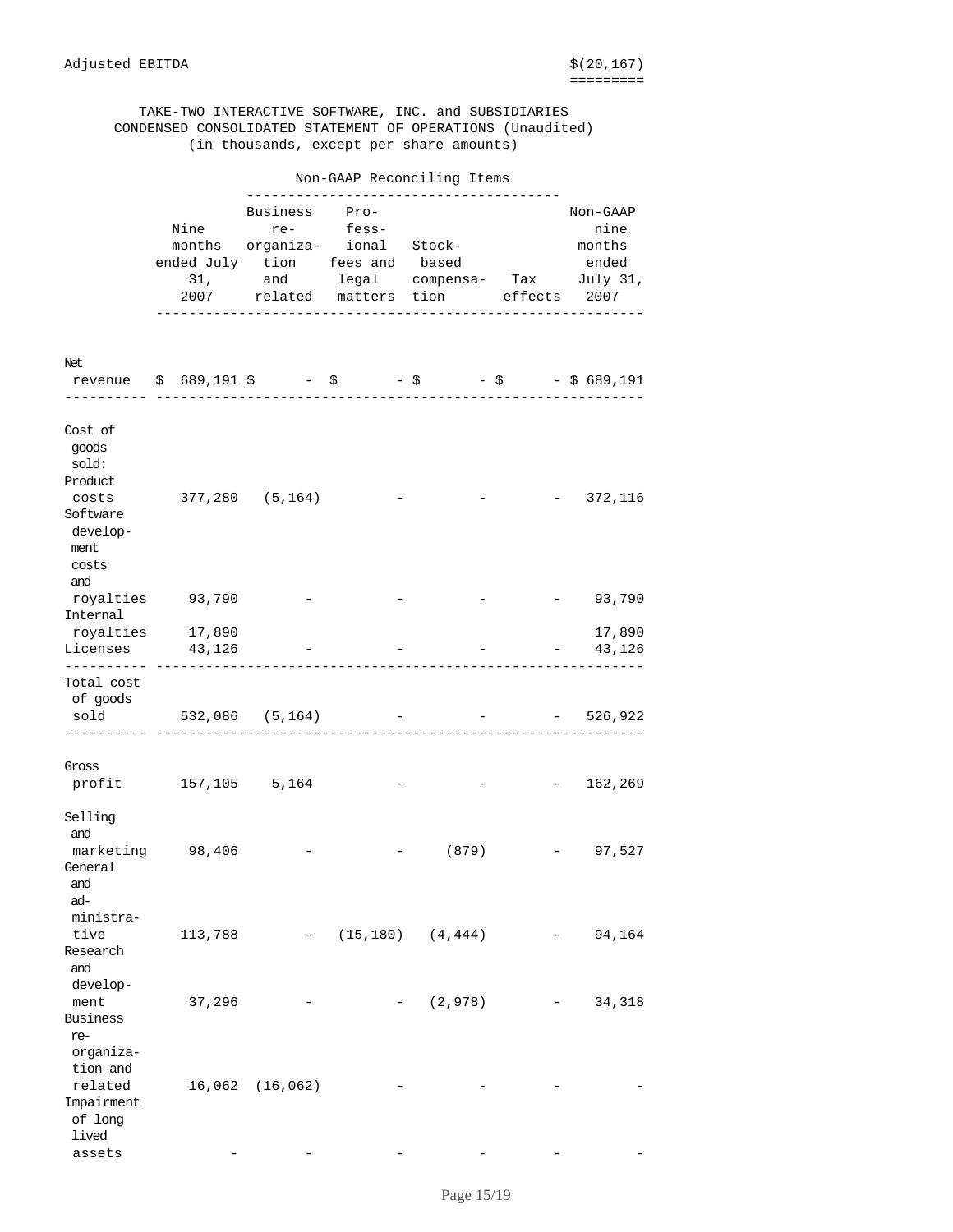| | |
|---|---|
| Adjusted EBITDA | $(20,167) |

TAKE-TWO INTERACTIVE SOFTWARE, INC. and SUBSIDIARIES
CONDENSED CONSOLIDATED STATEMENT OF OPERATIONS (Unaudited)
(in thousands, except per share amounts)

| | | Non-GAAP Reconciling Items | | | | |
|---|---|---|---|---|---|---|
| | Nine months ended July 31, 2007 | Business re-organization and related | Professional fees and legal matters | Stock-based compensation | Tax effects | Non-GAAP nine months ended July 31, 2007 |
| Net revenue | $ 689,191 | $ - | $ - | $ - | $ - | $ 689,191 |
| Cost of goods sold: | | | | | | |
| Product costs | 377,280 | (5,164) | - | - | - | 372,116 |
| Software development costs and royalties | 93,790 | - | - | - | - | 93,790 |
| Internal royalties | 17,890 | | | | | 17,890 |
| Licenses | 43,126 | - | - | - | - | 43,126 |
| Total cost of goods sold | 532,086 | (5,164) | - | - | - | 526,922 |
| Gross profit | 157,105 | 5,164 | - | - | - | 162,269 |
| Selling and marketing | 98,406 | - | - | (879) | - | 97,527 |
| General and administrative | 113,788 | - | (15,180) | (4,444) | - | 94,164 |
| Research and development | 37,296 | - | - | (2,978) | - | 34,318 |
| Business reorganization and related | 16,062 | (16,062) | - | - | - | - |
| Impairment of long lived assets | - | - | - | - | - | - |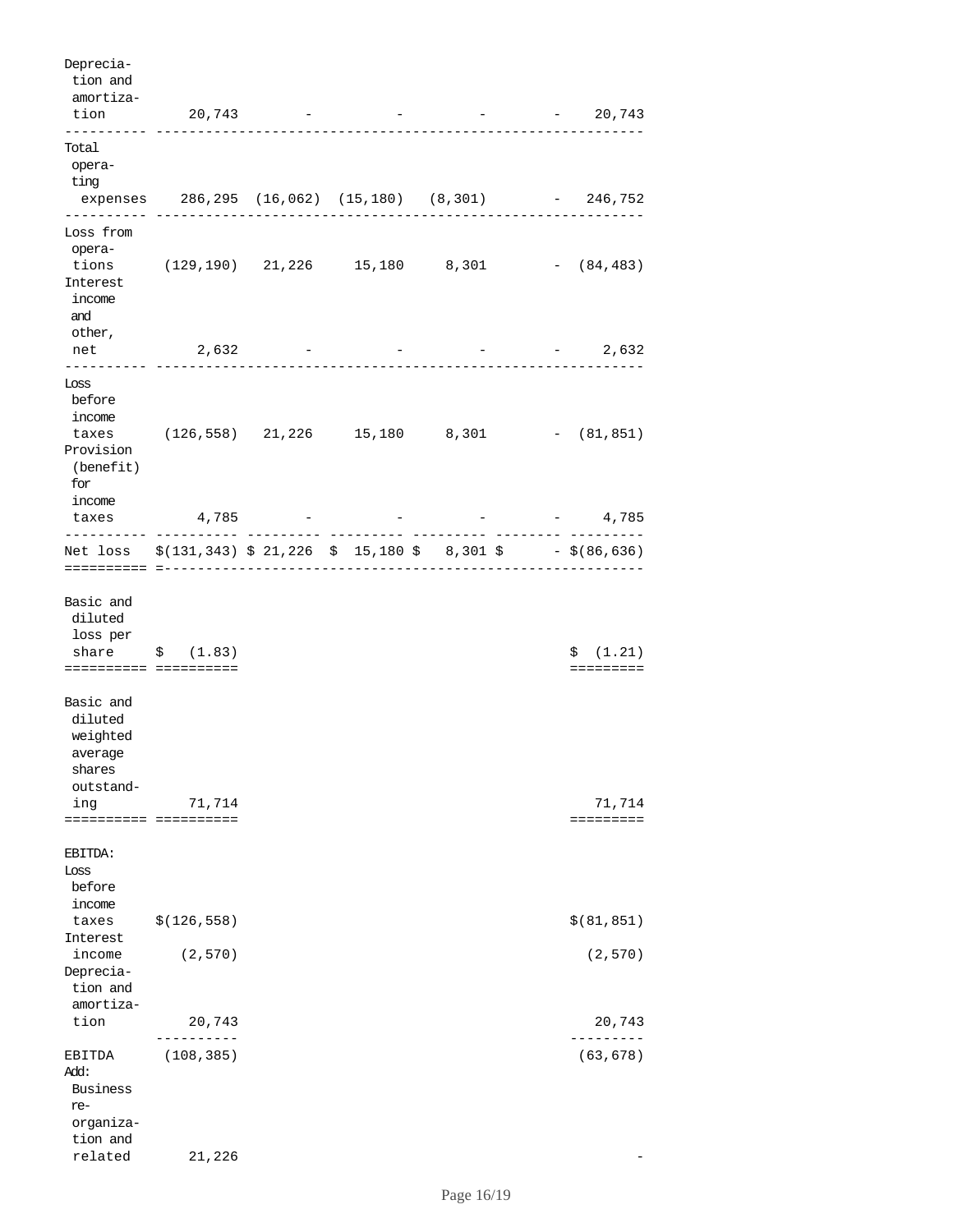| | | | | | | |
|---|---|---|---|---|---|---|
| Depreciation and amortization | 20,743 | - | - | - | - | 20,743 |
| Total operating expenses | 286,295 | (16,062) | (15,180) | (8,301) | - | 246,752 |
| Loss from operations | (129,190) | 21,226 | 15,180 | 8,301 | - | (84,483) |
| Interest income and other, net | 2,632 | - | - | - | - | 2,632 |
| Loss before income taxes | (126,558) | 21,226 | 15,180 | 8,301 | - | (81,851) |
| Provision (benefit) for income taxes | 4,785 | - | - | - | - | 4,785 |
| Net loss | $(131,343) | $ 21,226 | $ 15,180 | $ 8,301 | $ - | $(86,636) |
| Basic and diluted loss per share | $ (1.83) | | | | | $ (1.21) |
| Basic and diluted weighted average shares outstanding | 71,714 | | | | | 71,714 |
| EBITDA: | | | | | | |
| Loss before income taxes | $(126,558) | | | | | $(81,851) |
| Interest income | (2,570) | | | | | (2,570) |
| Depreciation and amortization | 20,743 | | | | | 20,743 |
| EBITDA | (108,385) | | | | | (63,678) |
| Add: Business re-organization and related | 21,226 | | | | | - |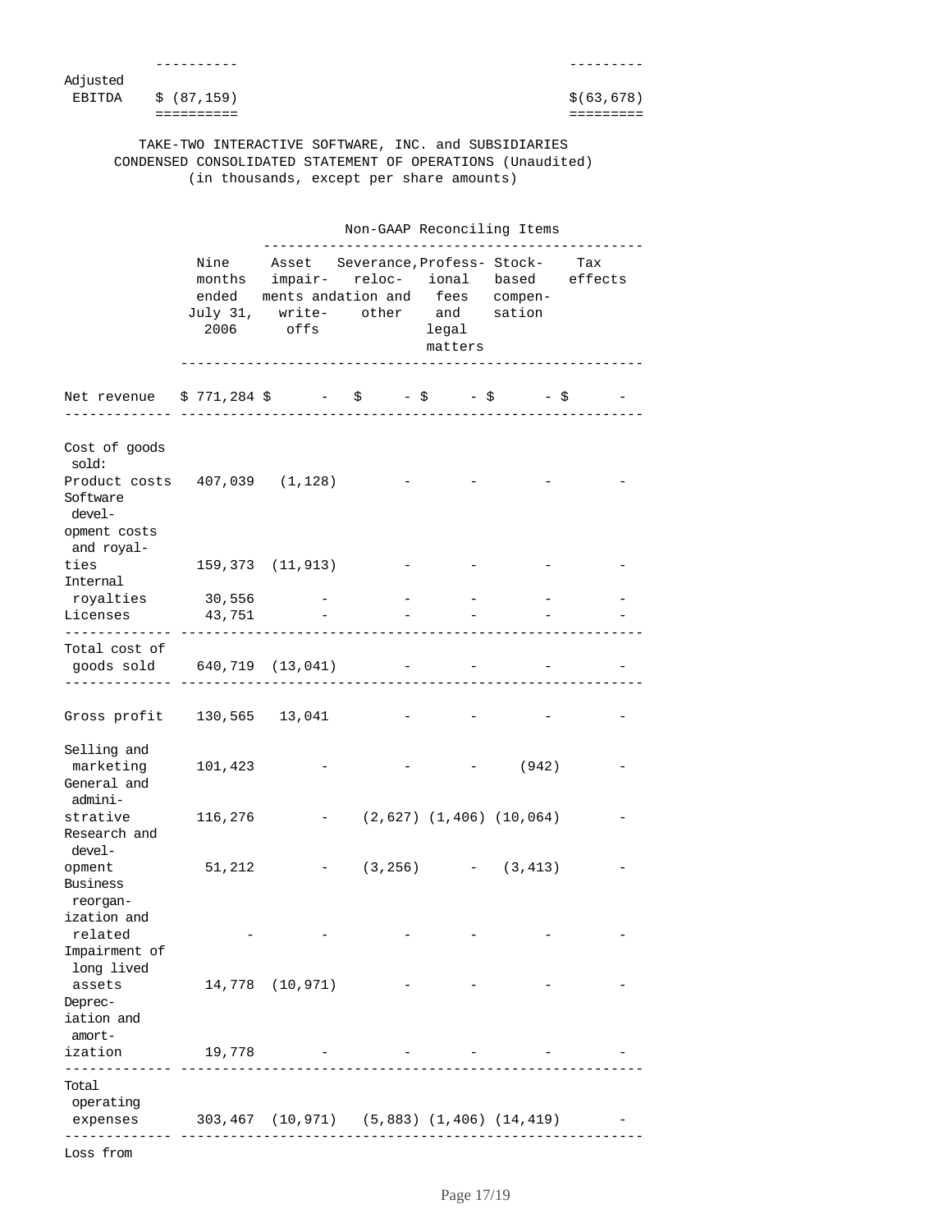| | | |
|---|---|---|
| Adjusted EBITDA | $ (87,159) | $(63,678) |

TAKE-TWO INTERACTIVE SOFTWARE, INC. and SUBSIDIARIES
CONDENSED CONSOLIDATED STATEMENT OF OPERATIONS (Unaudited)
(in thousands, except per share amounts)

| | | Non-GAAP Reconciling Items | | | | |
|---|---|---|---|---|---|---|
| | Nine months ended July 31, 2006 | Asset impairments and write-offs | Severance, relocation and other | Professional fees and legal matters | Stock-based compensation | Tax effects |
| Net revenue | $ 771,284 | $ - | $ - | $ - | $ - | $ - |
| Cost of goods sold: | | | | | | |
| Product costs | 407,039 | (1,128) | - | - | - | - |
| Software development costs and royalties | 159,373 | (11,913) | - | - | - | - |
| Internal royalties | 30,556 | - | - | - | - | - |
| Licenses | 43,751 | - | - | - | - | - |
| Total cost of goods sold | 640,719 | (13,041) | - | - | - | - |
| Gross profit | 130,565 | 13,041 | - | - | - | - |
| Selling and marketing | 101,423 | - | - | - | (942) | - |
| General and administrative | 116,276 | - | (2,627) | (1,406) | (10,064) | - |
| Research and development | 51,212 | - | (3,256) | - | (3,413) | - |
| Business reorganization and related | - | - | - | - | - | - |
| Impairment of long lived assets | 14,778 | (10,971) | - | - | - | - |
| Depreciation and amortization | 19,778 | - | - | - | - | - |
| Total operating expenses | 303,467 | (10,971) | (5,883) | (1,406) | (14,419) | - |

Loss from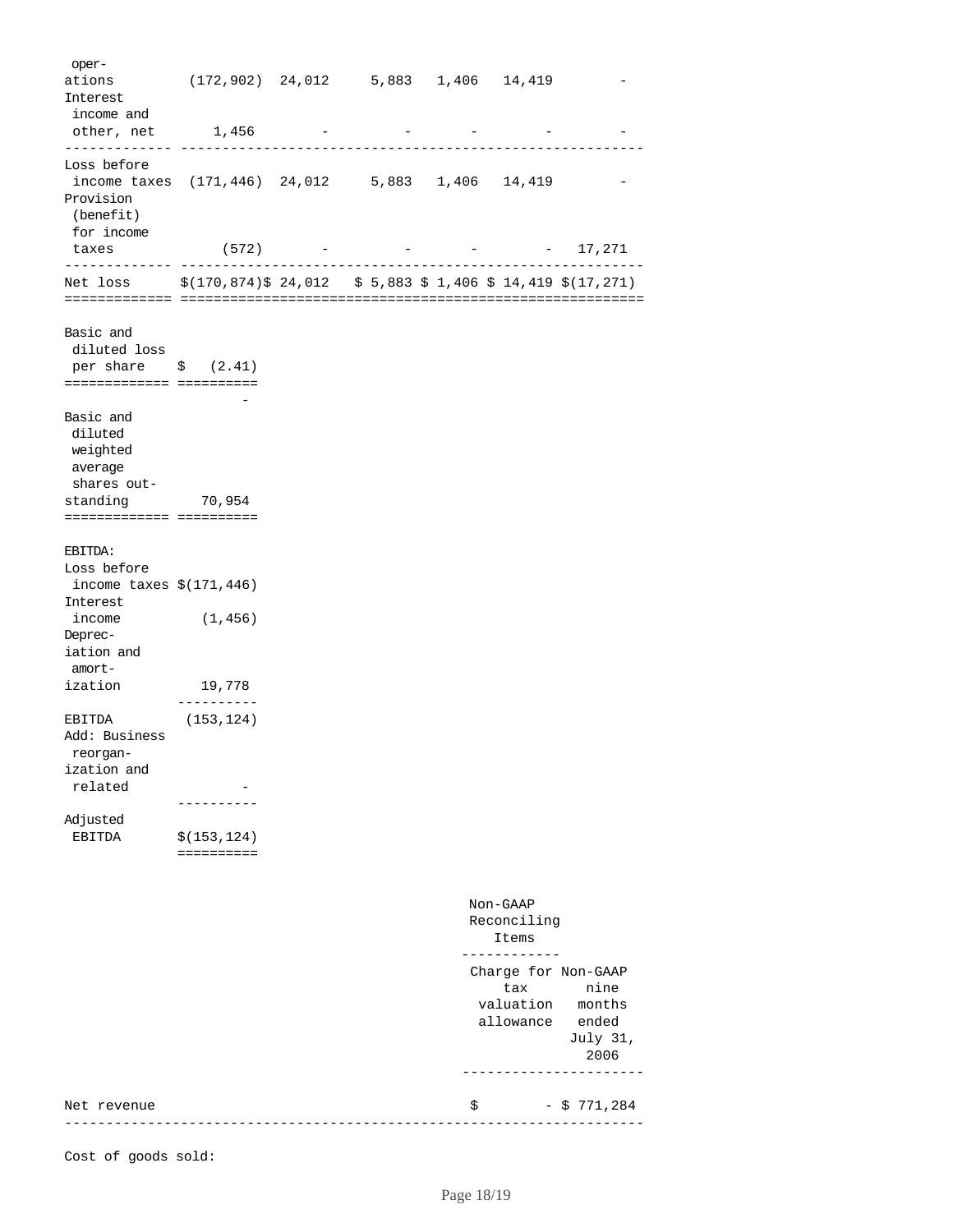| | | | | | | |
|---|---|---|---|---|---|---|
| operations | (172,902) | 24,012 | 5,883 | 1,406 | 14,419 | - |
| Interest income and other, net | 1,456 | - | - | - | - | - |
| Loss before income taxes | (171,446) | 24,012 | 5,883 | 1,406 | 14,419 | - |
| Provision (benefit) for income taxes | (572) | - | - | - | - | 17,271 |
| Net loss | $(170,874) | $ 24,012 | $ 5,883 | $ 1,406 | $ 14,419 | $(17,271) |

| | |
|---|---|
| Basic and diluted loss per share | $ (2.41) |
| | - |
| Basic and diluted weighted average shares outstanding | 70,954 |

| EBITDA: | |
|---|---|
| Loss before income taxes | $(171,446) |
| Interest income | (1,456) |
| Depreciation and amortization | 19,778 |
| EBITDA | (153,124) |
| Add: Business reorganization and related | - |
| Adjusted EBITDA | $(153,124) |

| | Non-GAAP Reconciling Items | |
|---|---|---|
| | Charge for tax valuation allowance | Non-GAAP nine months ended July 31, 2006 |
| Net revenue | $ - | $ 771,284 |
| Cost of goods sold: | | |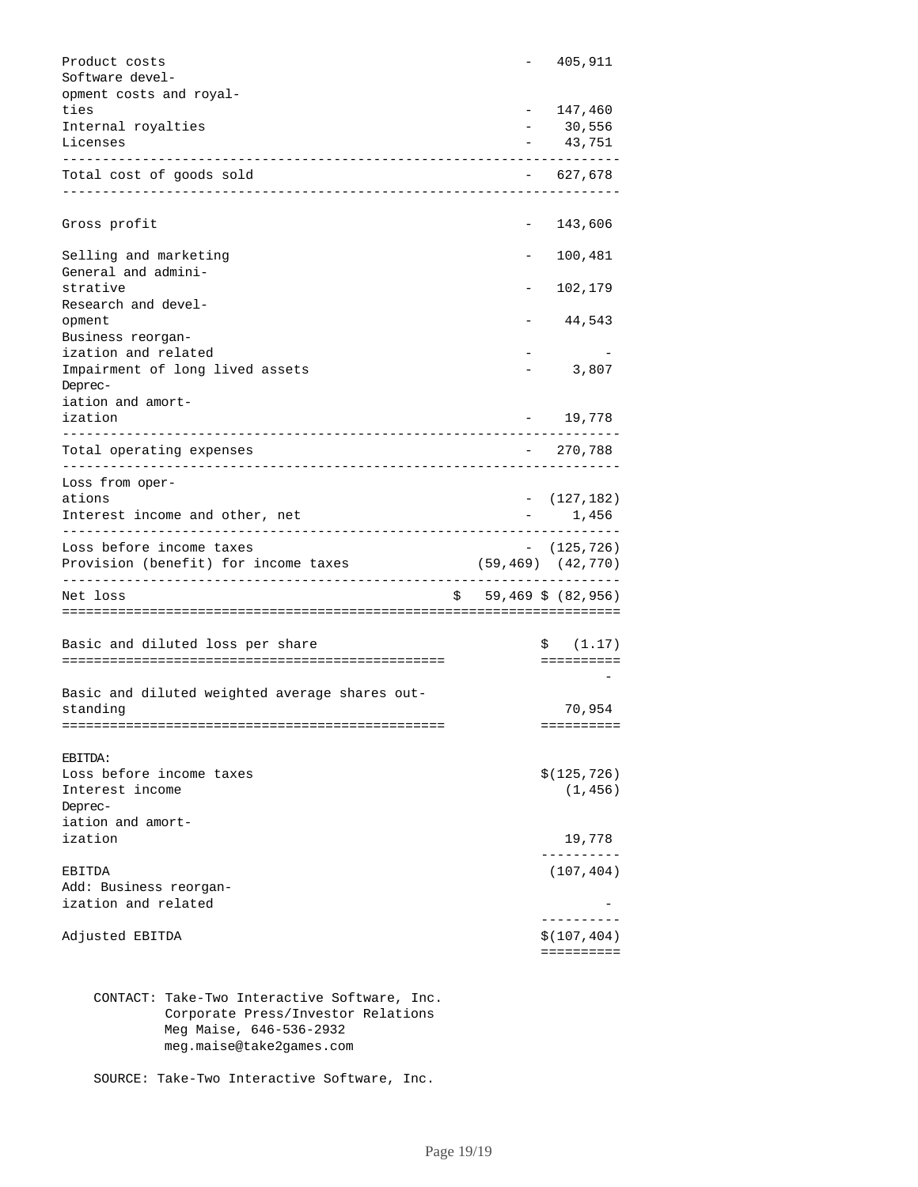| | | |
|---|---|---|
| Product costs | - | 405,911 |
| Software development costs and royalties | - | 147,460 |
| Internal royalties | - | 30,556 |
| Licenses | - | 43,751 |
| Total cost of goods sold | - | 627,678 |
| Gross profit | - | 143,606 |
| Selling and marketing | - | 100,481 |
| General and administrative | - | 102,179 |
| Research and development | - | 44,543 |
| Business reorganization and related | - | - |
| Impairment of long lived assets | - | 3,807 |
| Depreciation and amortization | - | 19,778 |
| Total operating expenses | - | 270,788 |
| Loss from operations | - | (127,182) |
| Interest income and other, net | - | 1,456 |
| Loss before income taxes | - | (125,726) |
| Provision (benefit) for income taxes | (59,469) | (42,770) |
| Net loss | $ 59,469 | $ (82,956) |
| Basic and diluted loss per share | | $ (1.17) |
| | | - |
| Basic and diluted weighted average shares outstanding | | 70,954 |

| | |
|---|---|
| EBITDA: | |
| Loss before income taxes | $(125,726) |
| Interest income | (1,456) |
| Depreciation and amortization | 19,778 |
| EBITDA | (107,404) |
| Add: Business reorganization and related | - |
| Adjusted EBITDA | $(107,404) |

CONTACT: Take-Two Interactive Software, Inc.
Corporate Press/Investor Relations
Meg Maise, 646-536-2932
meg.maise@take2games.com

SOURCE: Take-Two Interactive Software, Inc.